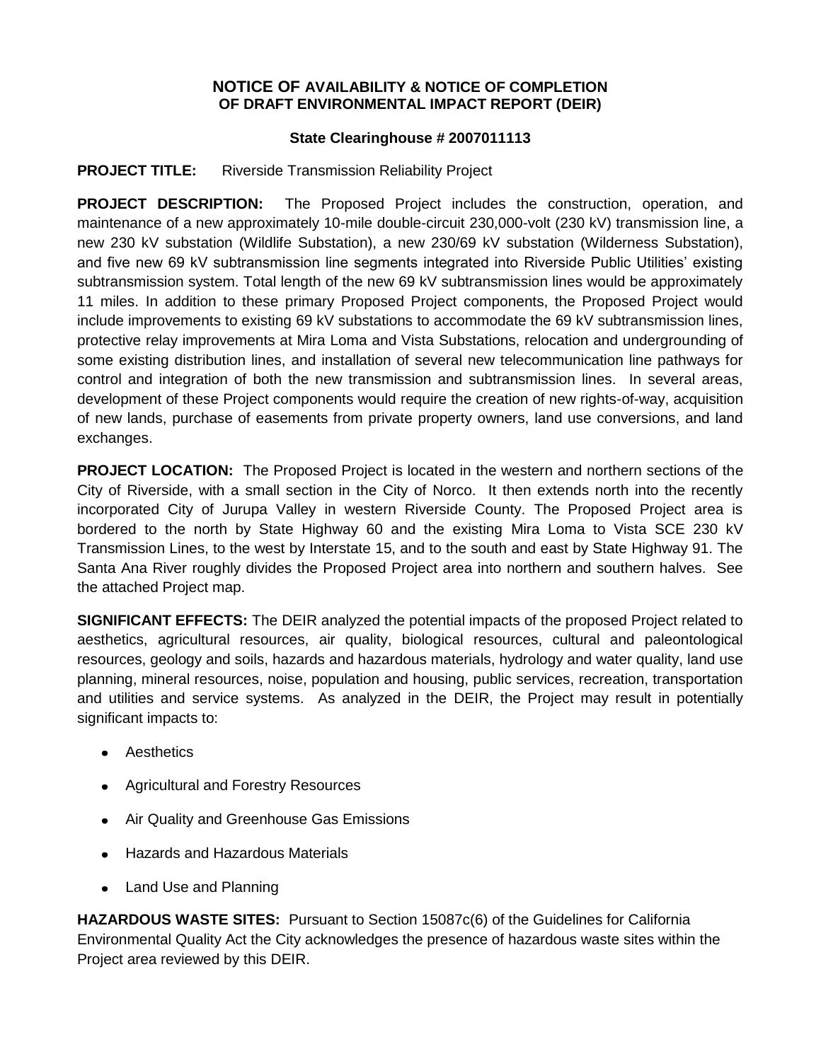# NOTICE OF AVAILABILITY & NOTICE OF COMPLETION OF DRAFT ENVIRONMENTAL IMPACT REPORT (DEIR)

**State Clearinghouse # 2007011113**

**PROJECT TITLE:** Riverside Transmission Reliability Project

**PROJECT DESCRIPTION:** The Proposed Project includes the construction, operation, and maintenance of a new approximately 10-mile double-circuit 230,000-volt (230 kV) transmission line, a new 230 kV substation (Wildlife Substation), a new 230/69 kV substation (Wilderness Substation), and five new 69 kV subtransmission line segments integrated into Riverside Public Utilities' existing subtransmission system. Total length of the new 69 kV subtransmission lines would be approximately 11 miles. In addition to these primary Proposed Project components, the Proposed Project would include improvements to existing 69 kV substations to accommodate the 69 kV subtransmission lines, protective relay improvements at Mira Loma and Vista Substations, relocation and undergrounding of some existing distribution lines, and installation of several new telecommunication line pathways for control and integration of both the new transmission and subtransmission lines. In several areas, development of these Project components would require the creation of new rights-of-way, acquisition of new lands, purchase of easements from private property owners, land use conversions, and land exchanges.

**PROJECT LOCATION:** The Proposed Project is located in the western and northern sections of the City of Riverside, with a small section in the City of Norco. It then extends north into the recently incorporated City of Jurupa Valley in western Riverside County. The Proposed Project area is bordered to the north by State Highway 60 and the existing Mira Loma to Vista SCE 230 kV Transmission Lines, to the west by Interstate 15, and to the south and east by State Highway 91. The Santa Ana River roughly divides the Proposed Project area into northern and southern halves. See the attached Project map.

**SIGNIFICANT EFFECTS:** The DEIR analyzed the potential impacts of the proposed Project related to aesthetics, agricultural resources, air quality, biological resources, cultural and paleontological resources, geology and soils, hazards and hazardous materials, hydrology and water quality, land use planning, mineral resources, noise, population and housing, public services, recreation, transportation and utilities and service systems. As analyzed in the DEIR, the Project may result in potentially significant impacts to:

- Aesthetics
- Agricultural and Forestry Resources
- Air Quality and Greenhouse Gas Emissions
- Hazards and Hazardous Materials
- Land Use and Planning

**HAZARDOUS WASTE SITES:** Pursuant to Section 15087c(6) of the Guidelines for California Environmental Quality Act the City acknowledges the presence of hazardous waste sites within the Project area reviewed by this DEIR.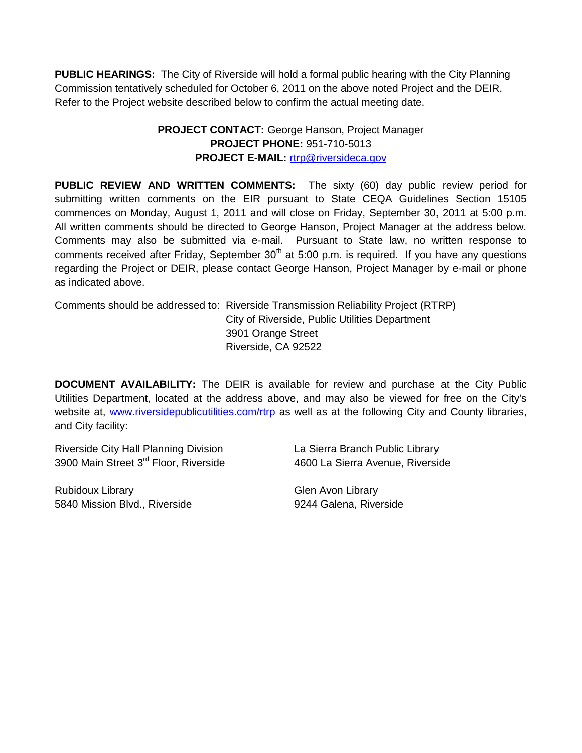**PUBLIC HEARINGS:** The City of Riverside will hold a formal public hearing with the City Planning Commission tentatively scheduled for October 6, 2011 on the above noted Project and the DEIR. Refer to the Project website described below to confirm the actual meeting date.

**PROJECT CONTACT:** George Hanson, Project Manager
**PROJECT PHONE:** 951-710-5013
**PROJECT E-MAIL:** rtrp@riversideca.gov

**PUBLIC REVIEW AND WRITTEN COMMENTS:** The sixty (60) day public review period for submitting written comments on the EIR pursuant to State CEQA Guidelines Section 15105 commences on Monday, August 1, 2011 and will close on Friday, September 30, 2011 at 5:00 p.m. All written comments should be directed to George Hanson, Project Manager at the address below. Comments may also be submitted via e-mail. Pursuant to State law, no written response to comments received after Friday, September 30th at 5:00 p.m. is required. If you have any questions regarding the Project or DEIR, please contact George Hanson, Project Manager by e-mail or phone as indicated above.

Comments should be addressed to: Riverside Transmission Reliability Project (RTRP)
City of Riverside, Public Utilities Department
3901 Orange Street
Riverside, CA 92522

**DOCUMENT AVAILABILITY:** The DEIR is available for review and purchase at the City Public Utilities Department, located at the address above, and may also be viewed for free on the City's website at, www.riversidepublicutilities.com/rtrp as well as at the following City and County libraries, and City facility:

Riverside City Hall Planning Division
3900 Main Street 3rd Floor, Riverside

Rubidoux Library
5840 Mission Blvd., Riverside

La Sierra Branch Public Library
4600 La Sierra Avenue, Riverside

Glen Avon Library
9244 Galena, Riverside